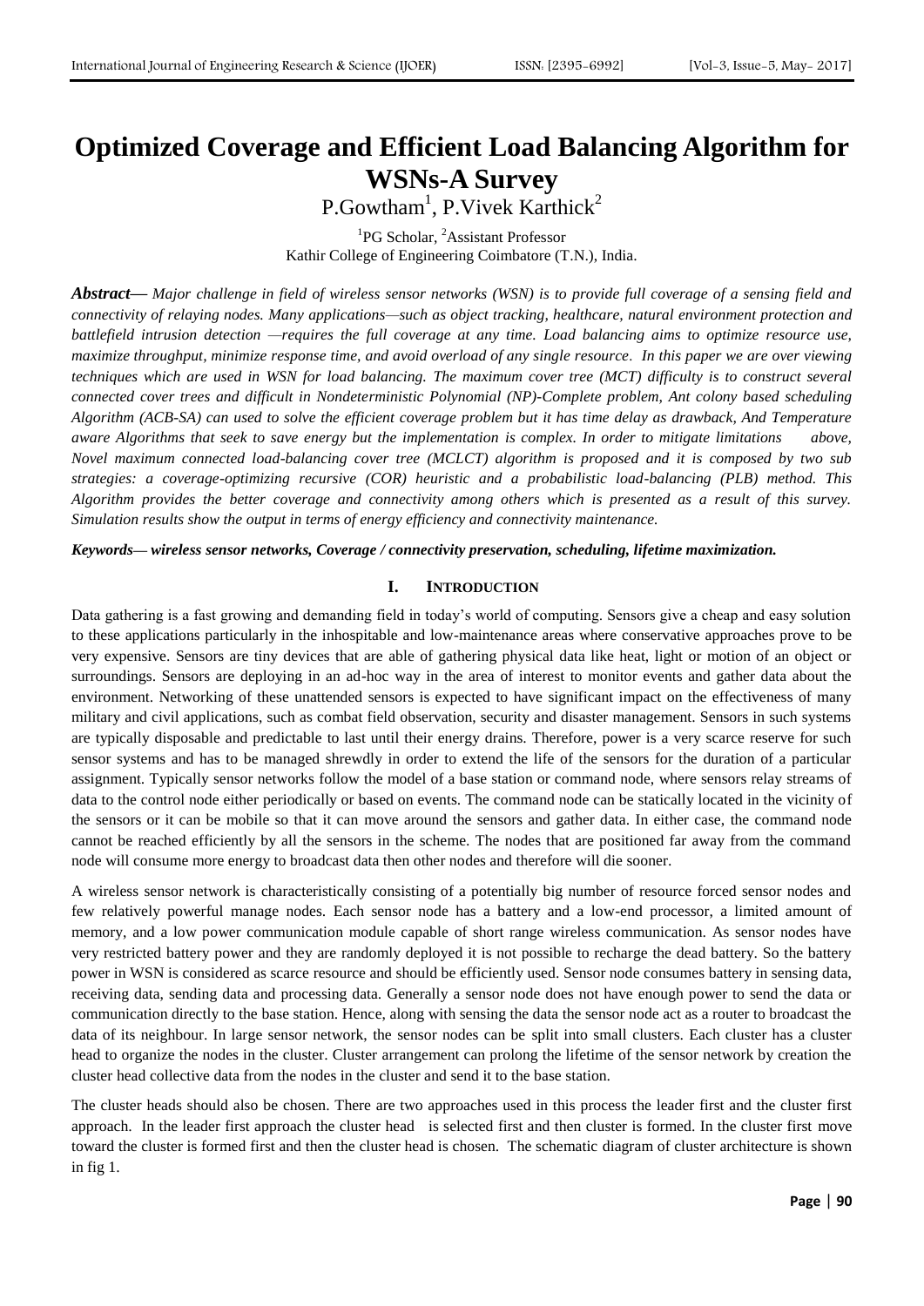# Optimized Coverage and Efficient Load Balancing Algorithm for WSNs-A Survey

P.Gowtham[1], P.Vivek Karthick[2]

[1]PG Scholar, [2]Assistant Professor
Kathir College of Engineering Coimbatore (T.N.), India.

***Abstract*— *Major challenge in field of wireless sensor networks (WSN) is to provide full coverage of a sensing field and connectivity of relaying nodes. Many applications—such as object tracking, healthcare, natural environment protection and battlefield intrusion detection —requires the full coverage at any time. Load balancing aims to optimize resource use, maximize throughput, minimize response time, and avoid overload of any single resource. In this paper we are over viewing techniques which are used in WSN for load balancing. The maximum cover tree (MCT) difficulty is to construct several connected cover trees and difficult in Nondeterministic Polynomial (NP)-Complete problem, Ant colony based scheduling Algorithm (ACB-SA) can used to solve the efficient coverage problem but it has time delay as drawback, And Temperature aware Algorithms that seek to save energy but the implementation is complex. In order to mitigate limitations above, Novel maximum connected load-balancing cover tree (MCLCT) algorithm is proposed and it is composed by two sub strategies: a coverage-optimizing recursive (COR) heuristic and a probabilistic load-balancing (PLB) method. This Algorithm provides the better coverage and connectivity among others which is presented as a result of this survey. Simulation results show the output in terms of energy efficiency and connectivity maintenance.*

***Keywords— wireless sensor networks, Coverage / connectivity preservation, scheduling, lifetime maximization.***

## I. INTRODUCTION

Data gathering is a fast growing and demanding field in today's world of computing. Sensors give a cheap and easy solution to these applications particularly in the inhospitable and low-maintenance areas where conservative approaches prove to be very expensive. Sensors are tiny devices that are able of gathering physical data like heat, light or motion of an object or surroundings. Sensors are deploying in an ad-hoc way in the area of interest to monitor events and gather data about the environment. Networking of these unattended sensors is expected to have significant impact on the effectiveness of many military and civil applications, such as combat field observation, security and disaster management. Sensors in such systems are typically disposable and predictable to last until their energy drains. Therefore, power is a very scarce reserve for such sensor systems and has to be managed shrewdly in order to extend the life of the sensors for the duration of a particular assignment. Typically sensor networks follow the model of a base station or command node, where sensors relay streams of data to the control node either periodically or based on events. The command node can be statically located in the vicinity of the sensors or it can be mobile so that it can move around the sensors and gather data. In either case, the command node cannot be reached efficiently by all the sensors in the scheme. The nodes that are positioned far away from the command node will consume more energy to broadcast data then other nodes and therefore will die sooner.

A wireless sensor network is characteristically consisting of a potentially big number of resource forced sensor nodes and few relatively powerful manage nodes. Each sensor node has a battery and a low-end processor, a limited amount of memory, and a low power communication module capable of short range wireless communication. As sensor nodes have very restricted battery power and they are randomly deployed it is not possible to recharge the dead battery. So the battery power in WSN is considered as scarce resource and should be efficiently used. Sensor node consumes battery in sensing data, receiving data, sending data and processing data. Generally a sensor node does not have enough power to send the data or communication directly to the base station. Hence, along with sensing the data the sensor node act as a router to broadcast the data of its neighbour. In large sensor network, the sensor nodes can be split into small clusters. Each cluster has a cluster head to organize the nodes in the cluster. Cluster arrangement can prolong the lifetime of the sensor network by creation the cluster head collective data from the nodes in the cluster and send it to the base station.

The cluster heads should also be chosen. There are two approaches used in this process the leader first and the cluster first approach. In the leader first approach the cluster head is selected first and then cluster is formed. In the cluster first move toward the cluster is formed first and then the cluster head is chosen. The schematic diagram of cluster architecture is shown in fig 1.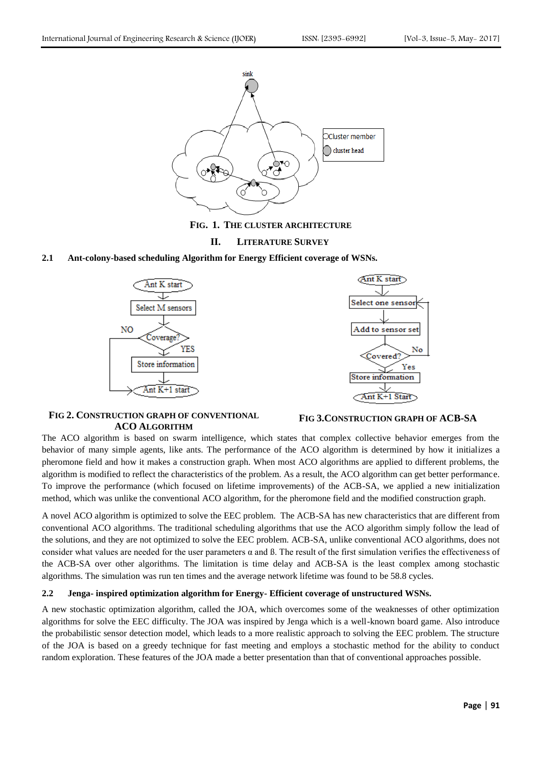FIG. 1. THE CLUSTER ARCHITECTURE

## II. LITERATURE SURVEY

### 2.1 Ant-colony-based scheduling Algorithm for Energy Efficient coverage of WSNs.

FIG 2. CONSTRUCTION GRAPH OF CONVENTIONAL ACO ALGORITHM

FIG 3. CONSTRUCTION GRAPH OF ACB-SA

The ACO algorithm is based on swarm intelligence, which states that complex collective behavior emerges from the behavior of many simple agents, like ants. The performance of the ACO algorithm is determined by how it initializes a pheromone field and how it makes a construction graph. When most ACO algorithms are applied to different problems, the algorithm is modified to reflect the characteristics of the problem. As a result, the ACO algorithm can get better performance. To improve the performance (which focused on lifetime improvements) of the ACB-SA, we applied a new initialization method, which was unlike the conventional ACO algorithm, for the pheromone field and the modified construction graph.

A novel ACO algorithm is optimized to solve the EEC problem. The ACB-SA has new characteristics that are different from conventional ACO algorithms. The traditional scheduling algorithms that use the ACO algorithm simply follow the lead of the solutions, and they are not optimized to solve the EEC problem. ACB-SA, unlike conventional ACO algorithms, does not consider what values are needed for the user parameters α and ß. The result of the first simulation verifies the effectiveness of the ACB-SA over other algorithms. The limitation is time delay and ACB-SA is the least complex among stochastic algorithms. The simulation was run ten times and the average network lifetime was found to be 58.8 cycles.

### 2.2 Jenga- inspired optimization algorithm for Energy- Efficient coverage of unstructured WSNs.

A new stochastic optimization algorithm, called the JOA, which overcomes some of the weaknesses of other optimization algorithms for solve the EEC difficulty. The JOA was inspired by Jenga which is a well-known board game. Also introduce the probabilistic sensor detection model, which leads to a more realistic approach to solving the EEC problem. The structure of the JOA is based on a greedy technique for fast meeting and employs a stochastic method for the ability to conduct random exploration. These features of the JOA made a better presentation than that of conventional approaches possible.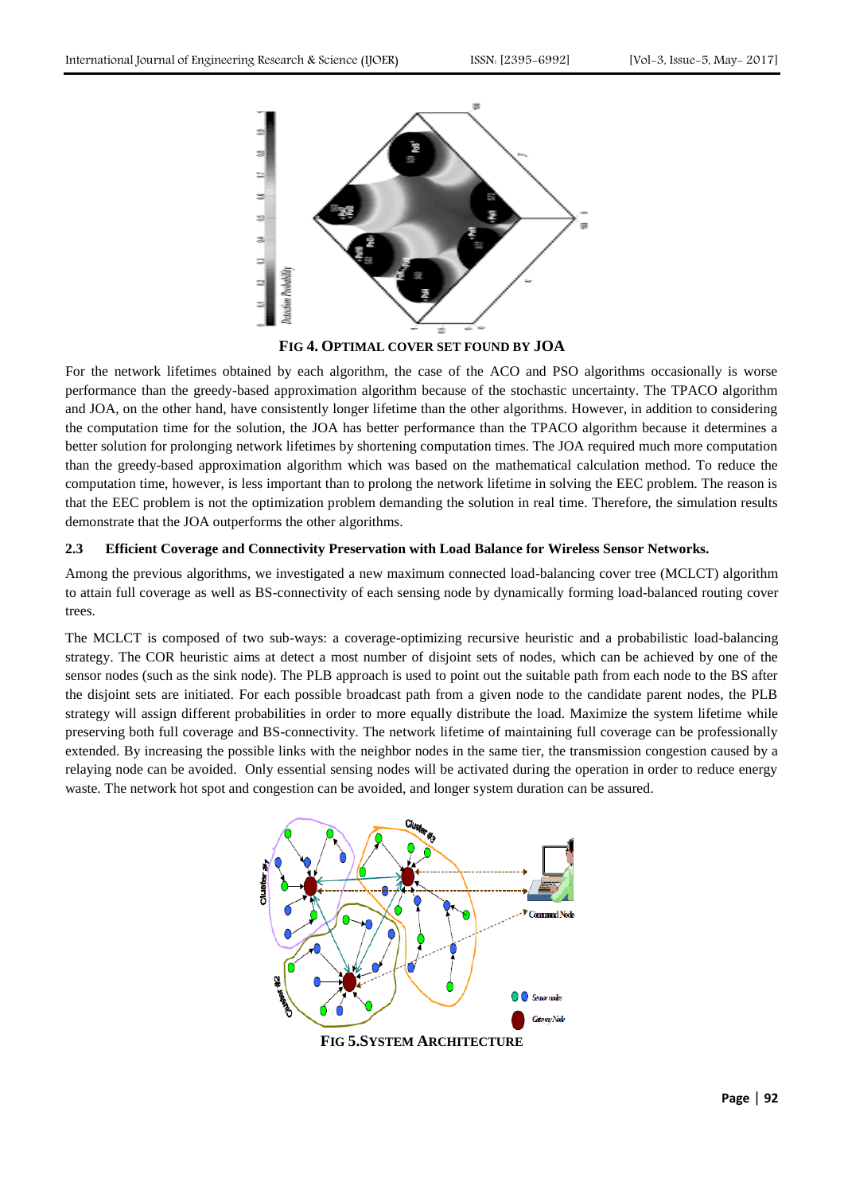**FIG 4. OPTIMAL COVER SET FOUND BY JOA**

For the network lifetimes obtained by each algorithm, the case of the ACO and PSO algorithms occasionally is worse performance than the greedy-based approximation algorithm because of the stochastic uncertainty. The TPACO algorithm and JOA, on the other hand, have consistently longer lifetime than the other algorithms. However, in addition to considering the computation time for the solution, the JOA has better performance than the TPACO algorithm because it determines a better solution for prolonging network lifetimes by shortening computation times. The JOA required much more computation than the greedy-based approximation algorithm which was based on the mathematical calculation method. To reduce the computation time, however, is less important than to prolong the network lifetime in solving the EEC problem. The reason is that the EEC problem is not the optimization problem demanding the solution in real time. Therefore, the simulation results demonstrate that the JOA outperforms the other algorithms.

### 2.3 Efficient Coverage and Connectivity Preservation with Load Balance for Wireless Sensor Networks.

Among the previous algorithms, we investigated a new maximum connected load-balancing cover tree (MCLCT) algorithm to attain full coverage as well as BS-connectivity of each sensing node by dynamically forming load-balanced routing cover trees.

The MCLCT is composed of two sub-ways: a coverage-optimizing recursive heuristic and a probabilistic load-balancing strategy. The COR heuristic aims at detect a most number of disjoint sets of nodes, which can be achieved by one of the sensor nodes (such as the sink node). The PLB approach is used to point out the suitable path from each node to the BS after the disjoint sets are initiated. For each possible broadcast path from a given node to the candidate parent nodes, the PLB strategy will assign different probabilities in order to more equally distribute the load. Maximize the system lifetime while preserving both full coverage and BS-connectivity. The network lifetime of maintaining full coverage can be professionally extended. By increasing the possible links with the neighbor nodes in the same tier, the transmission congestion caused by a relaying node can be avoided. Only essential sensing nodes will be activated during the operation in order to reduce energy waste. The network hot spot and congestion can be avoided, and longer system duration can be assured.

**FIG 5.SYSTEM ARCHITECTURE**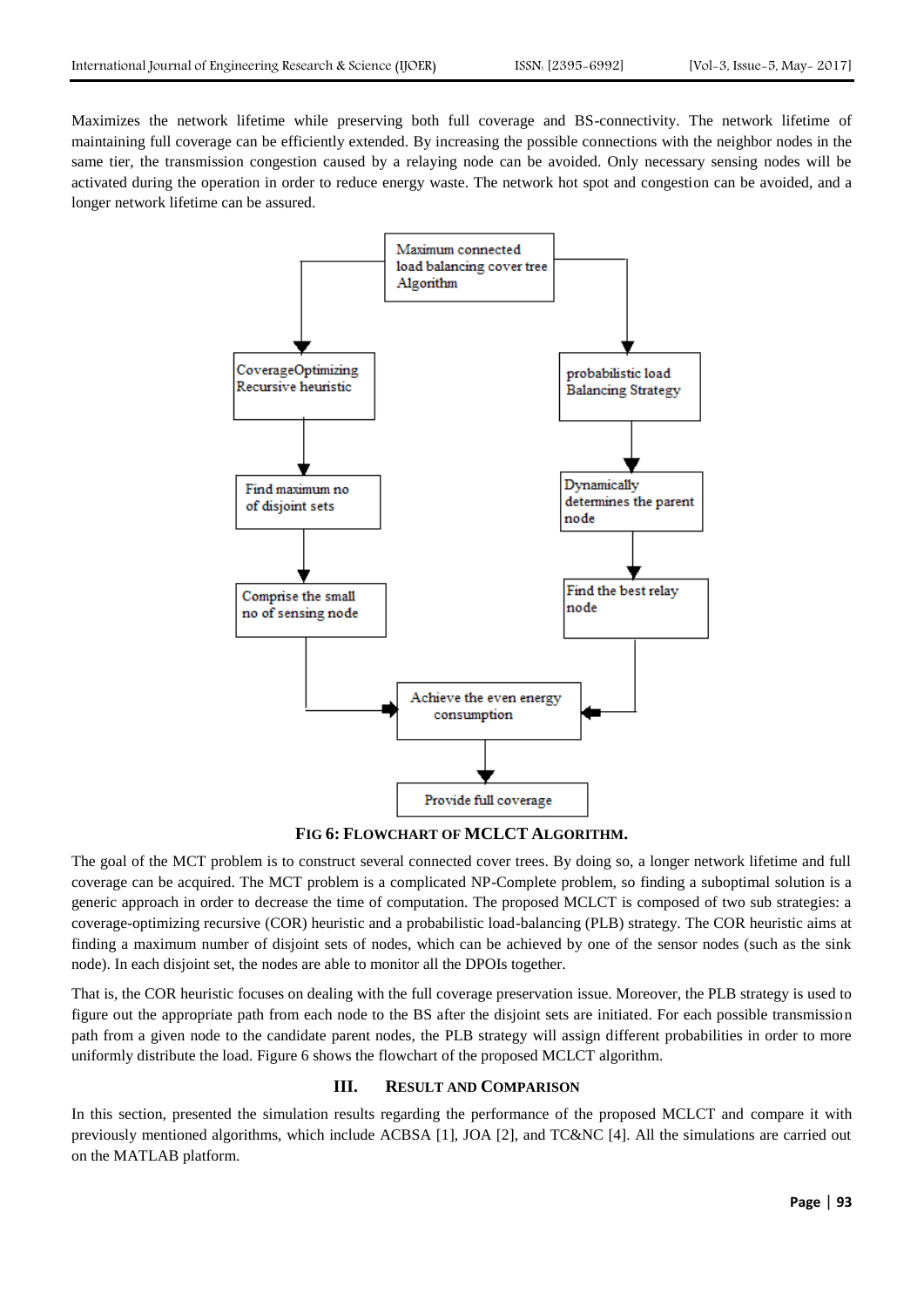Maximizes the network lifetime while preserving both full coverage and BS-connectivity. The network lifetime of maintaining full coverage can be efficiently extended. By increasing the possible connections with the neighbor nodes in the same tier, the transmission congestion caused by a relaying node can be avoided. Only necessary sensing nodes will be activated during the operation in order to reduce energy waste. The network hot spot and congestion can be avoided, and a longer network lifetime can be assured.

**FIG 6: FLOWCHART OF MCLCT ALGORITHM.**

The goal of the MCT problem is to construct several connected cover trees. By doing so, a longer network lifetime and full coverage can be acquired. The MCT problem is a complicated NP-Complete problem, so finding a suboptimal solution is a generic approach in order to decrease the time of computation. The proposed MCLCT is composed of two sub strategies: a coverage-optimizing recursive (COR) heuristic and a probabilistic load-balancing (PLB) strategy. The COR heuristic aims at finding a maximum number of disjoint sets of nodes, which can be achieved by one of the sensor nodes (such as the sink node). In each disjoint set, the nodes are able to monitor all the DPOIs together.

That is, the COR heuristic focuses on dealing with the full coverage preservation issue. Moreover, the PLB strategy is used to figure out the appropriate path from each node to the BS after the disjoint sets are initiated. For each possible transmission path from a given node to the candidate parent nodes, the PLB strategy will assign different probabilities in order to more uniformly distribute the load. Figure 6 shows the flowchart of the proposed MCLCT algorithm.

## III. RESULT AND COMPARISON

In this section, presented the simulation results regarding the performance of the proposed MCLCT and compare it with previously mentioned algorithms, which include ACBSA [1], JOA [2], and TC&NC [4]. All the simulations are carried out on the MATLAB platform.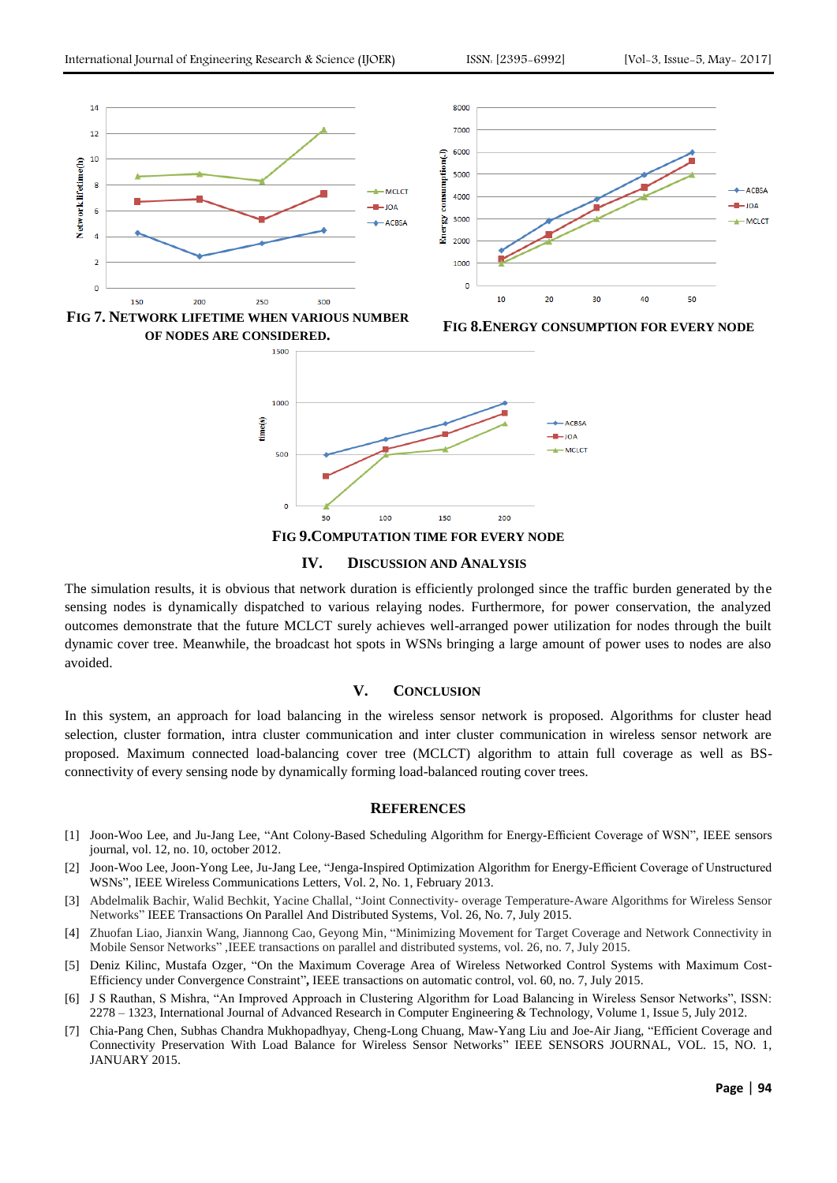14
12
10
8
6
4
2
0
150 200 250 300
Network lifetime(h)
MCLCT
JOA
ACBSA

**FIG 7. NETWORK LIFETIME WHEN VARIOUS NUMBER OF NODES ARE CONSIDERED.**

8000
7000
6000
5000
4000
3000
2000
1000
0
10 20 30 40 50
Energy consumption(J)
ACBSA
JOA
MCLCT

**FIG 8.ENERGY CONSUMPTION FOR EVERY NODE**

1500
1000
500
0
50 100 150 200
time(s)
ACBSA
JOA
MCLCT

**FIG 9.COMPUTATION TIME FOR EVERY NODE**

## IV. DISCUSSION AND ANALYSIS

The simulation results, it is obvious that network duration is efficiently prolonged since the traffic burden generated by the sensing nodes is dynamically dispatched to various relaying nodes. Furthermore, for power conservation, the analyzed outcomes demonstrate that the future MCLCT surely achieves well-arranged power utilization for nodes through the built dynamic cover tree. Meanwhile, the broadcast hot spots in WSNs bringing a large amount of power uses to nodes are also avoided.

## V. CONCLUSION

In this system, an approach for load balancing in the wireless sensor network is proposed. Algorithms for cluster head selection, cluster formation, intra cluster communication and inter cluster communication in wireless sensor network are proposed. Maximum connected load-balancing cover tree (MCLCT) algorithm to attain full coverage as well as BS-connectivity of every sensing node by dynamically forming load-balanced routing cover trees.

## REFERENCES

[1] Joon-Woo Lee, and Ju-Jang Lee, "Ant Colony-Based Scheduling Algorithm for Energy-Efficient Coverage of WSN", IEEE sensors journal, vol. 12, no. 10, october 2012.

[2] Joon-Woo Lee, Joon-Yong Lee, Ju-Jang Lee, "Jenga-Inspired Optimization Algorithm for Energy-Efficient Coverage of Unstructured WSNs", IEEE Wireless Communications Letters, Vol. 2, No. 1, February 2013.

[3] Abdelmalik Bachir, Walid Bechkit, Yacine Challal, "Joint Connectivity- overage Temperature-Aware Algorithms for Wireless Sensor Networks" IEEE Transactions On Parallel And Distributed Systems, Vol. 26, No. 7, July 2015.

[4] Zhuofan Liao, Jianxin Wang, Jiannong Cao, Geyong Min, "Minimizing Movement for Target Coverage and Network Connectivity in Mobile Sensor Networks" ,IEEE transactions on parallel and distributed systems, vol. 26, no. 7, July 2015.

[5] Deniz Kilinc, Mustafa Ozger, "On the Maximum Coverage Area of Wireless Networked Control Systems with Maximum Cost-Efficiency under Convergence Constraint", IEEE transactions on automatic control, vol. 60, no. 7, July 2015.

[6] J S Rauthan, S Mishra, "An Improved Approach in Clustering Algorithm for Load Balancing in Wireless Sensor Networks", ISSN: 2278 – 1323, International Journal of Advanced Research in Computer Engineering & Technology, Volume 1, Issue 5, July 2012.

[7] Chia-Pang Chen, Subhas Chandra Mukhopadhyay, Cheng-Long Chuang, Maw-Yang Liu and Joe-Air Jiang, "Efficient Coverage and Connectivity Preservation With Load Balance for Wireless Sensor Networks" IEEE SENSORS JOURNAL, VOL. 15, NO. 1, JANUARY 2015.